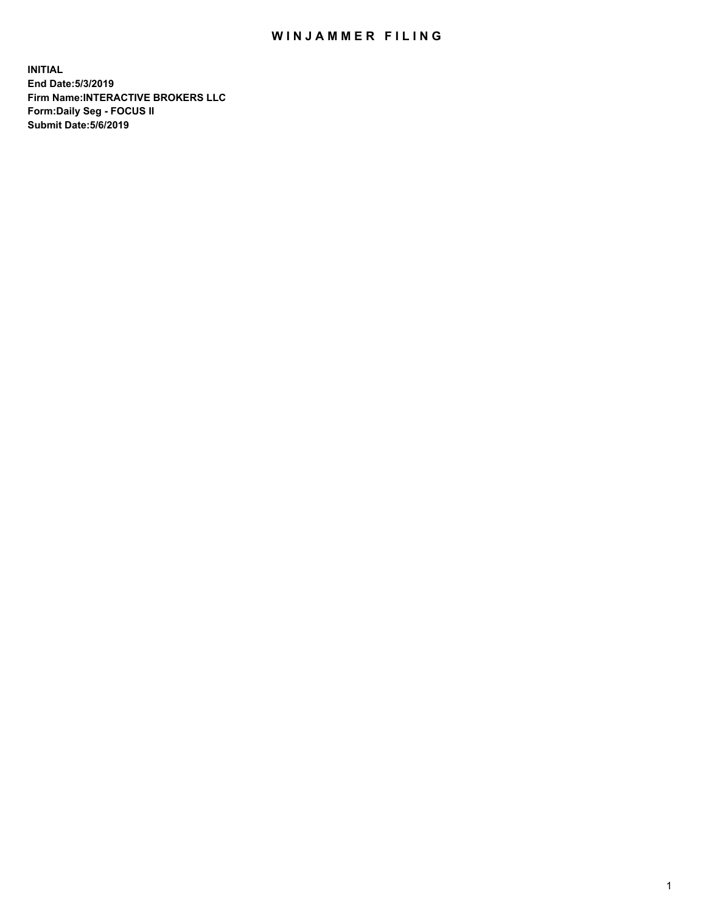# WINJAMMER FILING

**INITIAL**
**End Date:5/3/2019**
**Firm Name:INTERACTIVE BROKERS LLC**
**Form:Daily Seg - FOCUS II**
**Submit Date:5/6/2019**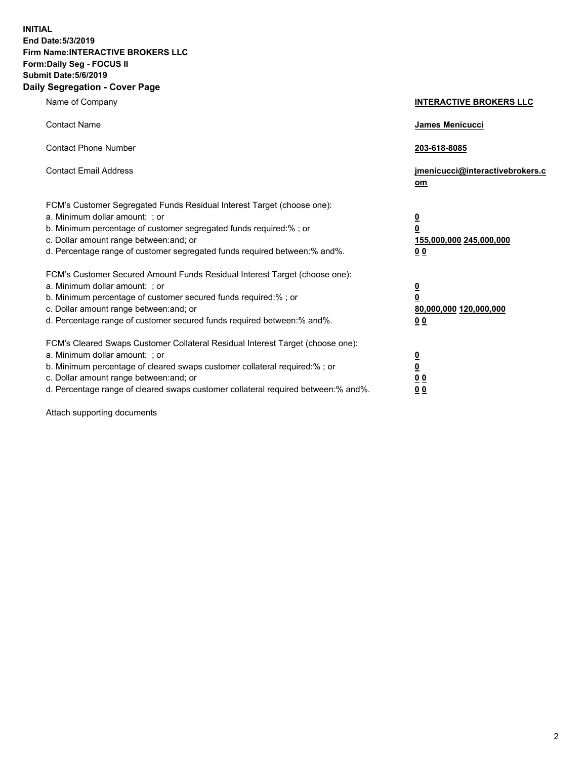**INITIAL**
**End Date:5/3/2019**
**Firm Name:INTERACTIVE BROKERS LLC**
**Form:Daily Seg - FOCUS II**
**Submit Date:5/6/2019**
## Daily Segregation - Cover Page

| | |
|---|---|
| Name of Company | **INTERACTIVE BROKERS LLC** |
| Contact Name | **James Menicucci** |
| Contact Phone Number | **203-618-8085** |
| Contact Email Address | **jmenicucci@interactivebrokers.com** |
| FCM's Customer Segregated Funds Residual Interest Target (choose one): | |
| a. Minimum dollar amount: ; or | **0** |
| b. Minimum percentage of customer segregated funds required:% ; or | **0** |
| c. Dollar amount range between:and; or | **155,000,000 245,000,000** |
| d. Percentage range of customer segregated funds required between:% and%. | **0 0** |
| FCM's Customer Secured Amount Funds Residual Interest Target (choose one): | |
| a. Minimum dollar amount: ; or | **0** |
| b. Minimum percentage of customer secured funds required:% ; or | **0** |
| c. Dollar amount range between:and; or | **80,000,000 120,000,000** |
| d. Percentage range of customer secured funds required between:% and%. | **0 0** |
| FCM's Cleared Swaps Customer Collateral Residual Interest Target (choose one): | |
| a. Minimum dollar amount: ; or | **0** |
| b. Minimum percentage of cleared swaps customer collateral required:% ; or | **0** |
| c. Dollar amount range between:and; or | **0 0** |
| d. Percentage range of cleared swaps customer collateral required between:% and%. | **0 0** |

Attach supporting documents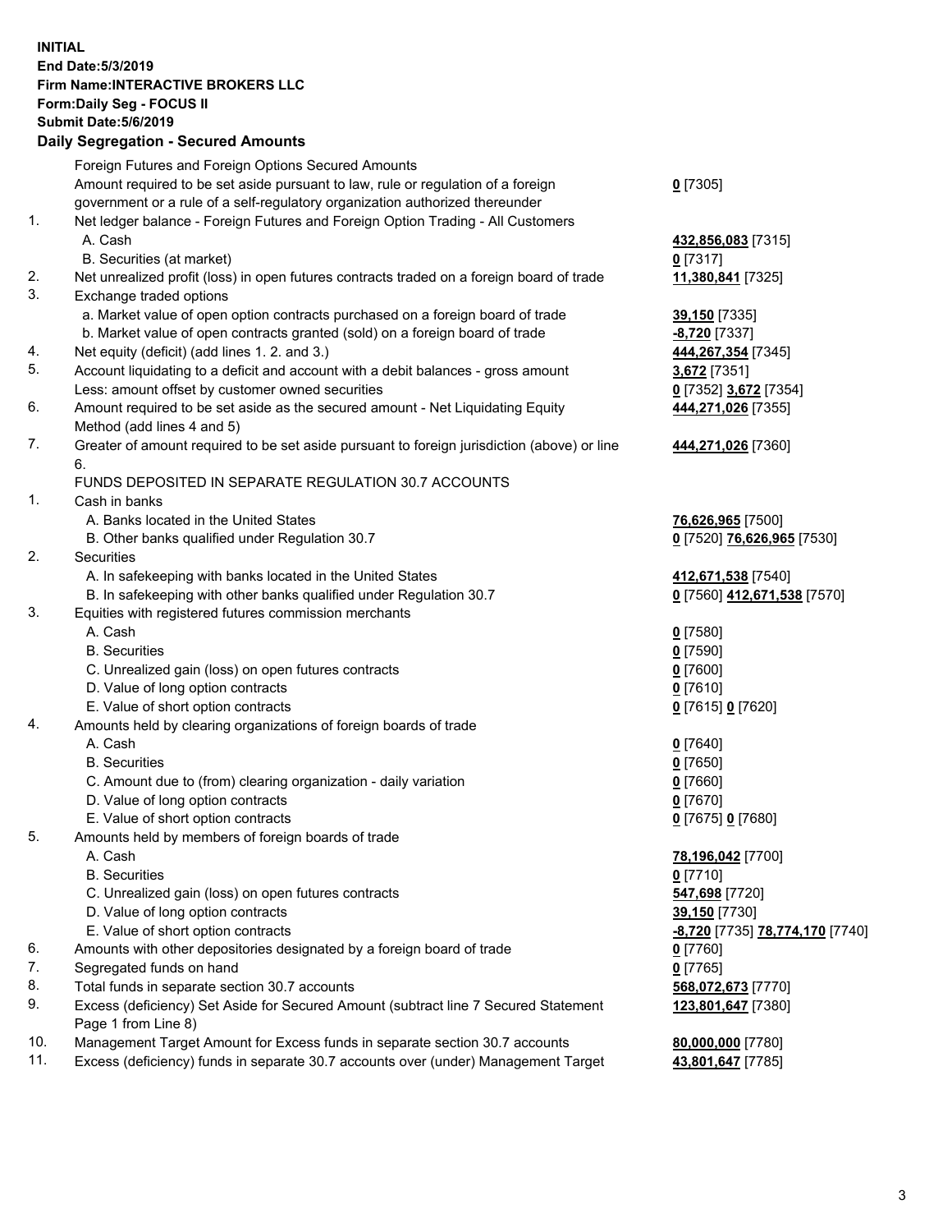**INITIAL**
**End Date:5/3/2019**
**Firm Name:INTERACTIVE BROKERS LLC**
**Form:Daily Seg - FOCUS II**
**Submit Date:5/6/2019**

### Daily Segregation - Secured Amounts

| | | |
|---|---|---|
| | Foreign Futures and Foreign Options Secured Amounts | |
| | Amount required to be set aside pursuant to law, rule or regulation of a foreign government or a rule of a self-regulatory organization authorized thereunder | **0** [7305] |
| 1. | Net ledger balance - Foreign Futures and Foreign Option Trading - All Customers | |
| | A. Cash | **432,856,083** [7315] |
| | B. Securities (at market) | **0** [7317] |
| 2. | Net unrealized profit (loss) in open futures contracts traded on a foreign board of trade | **11,380,841** [7325] |
| 3. | Exchange traded options | |
| | a. Market value of open option contracts purchased on a foreign board of trade | **39,150** [7335] |
| | b. Market value of open contracts granted (sold) on a foreign board of trade | **-8,720** [7337] |
| 4. | Net equity (deficit) (add lines 1. 2. and 3.) | **444,267,354** [7345] |
| 5. | Account liquidating to a deficit and account with a debit balances - gross amount | **3,672** [7351] |
| | Less: amount offset by customer owned securities | **0** [7352] **3,672** [7354] |
| 6. | Amount required to be set aside as the secured amount - Net Liquidating Equity Method (add lines 4 and 5) | **444,271,026** [7355] |
| 7. | Greater of amount required to be set aside pursuant to foreign jurisdiction (above) or line 6. | **444,271,026** [7360] |
| | FUNDS DEPOSITED IN SEPARATE REGULATION 30.7 ACCOUNTS | |
| 1. | Cash in banks | |
| | A. Banks located in the United States | **76,626,965** [7500] |
| | B. Other banks qualified under Regulation 30.7 | **0** [7520] **76,626,965** [7530] |
| 2. | Securities | |
| | A. In safekeeping with banks located in the United States | **412,671,538** [7540] |
| | B. In safekeeping with other banks qualified under Regulation 30.7 | **0** [7560] **412,671,538** [7570] |
| 3. | Equities with registered futures commission merchants | |
| | A. Cash | **0** [7580] |
| | B. Securities | **0** [7590] |
| | C. Unrealized gain (loss) on open futures contracts | **0** [7600] |
| | D. Value of long option contracts | **0** [7610] |
| | E. Value of short option contracts | **0** [7615] **0** [7620] |
| 4. | Amounts held by clearing organizations of foreign boards of trade | |
| | A. Cash | **0** [7640] |
| | B. Securities | **0** [7650] |
| | C. Amount due to (from) clearing organization - daily variation | **0** [7660] |
| | D. Value of long option contracts | **0** [7670] |
| | E. Value of short option contracts | **0** [7675] **0** [7680] |
| 5. | Amounts held by members of foreign boards of trade | |
| | A. Cash | **78,196,042** [7700] |
| | B. Securities | **0** [7710] |
| | C. Unrealized gain (loss) on open futures contracts | **547,698** [7720] |
| | D. Value of long option contracts | **39,150** [7730] |
| | E. Value of short option contracts | **-8,720** [7735] **78,774,170** [7740] |
| 6. | Amounts with other depositories designated by a foreign board of trade | **0** [7760] |
| 7. | Segregated funds on hand | **0** [7765] |
| 8. | Total funds in separate section 30.7 accounts | **568,072,673** [7770] |
| 9. | Excess (deficiency) Set Aside for Secured Amount (subtract line 7 Secured Statement Page 1 from Line 8) | **123,801,647** [7380] |
| 10. | Management Target Amount for Excess funds in separate section 30.7 accounts | **80,000,000** [7780] |
| 11. | Excess (deficiency) funds in separate 30.7 accounts over (under) Management Target | **43,801,647** [7785] |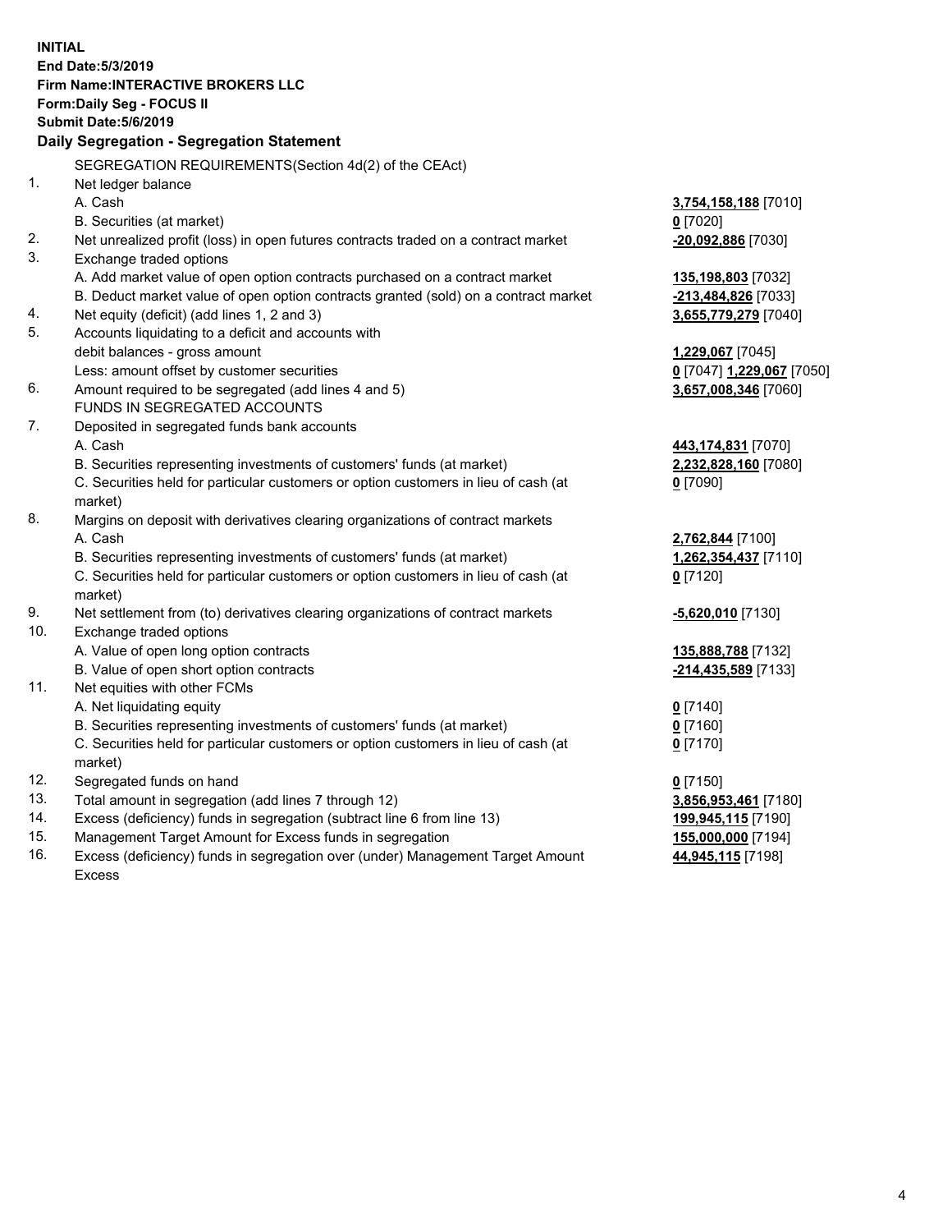**INITIAL**
**End Date:5/3/2019**
**Firm Name:INTERACTIVE BROKERS LLC**
**Form:Daily Seg - FOCUS II**
**Submit Date:5/6/2019**

## Daily Segregation - Segregation Statement

| | | |
|---|---|---|
| | SEGREGATION REQUIREMENTS(Section 4d(2) of the CEAct) | |
| 1. | Net ledger balance | |
| | A. Cash | **3,754,158,188** [7010] |
| | B. Securities (at market) | **0** [7020] |
| 2. | Net unrealized profit (loss) in open futures contracts traded on a contract market | **-20,092,886** [7030] |
| 3. | Exchange traded options | |
| | A. Add market value of open option contracts purchased on a contract market | **135,198,803** [7032] |
| | B. Deduct market value of open option contracts granted (sold) on a contract market | **-213,484,826** [7033] |
| 4. | Net equity (deficit) (add lines 1, 2 and 3) | **3,655,779,279** [7040] |
| 5. | Accounts liquidating to a deficit and accounts with | |
| | debit balances - gross amount | **1,229,067** [7045] |
| | Less: amount offset by customer securities | **0** [7047] **1,229,067** [7050] |
| 6. | Amount required to be segregated (add lines 4 and 5) | **3,657,008,346** [7060] |
| | FUNDS IN SEGREGATED ACCOUNTS | |
| 7. | Deposited in segregated funds bank accounts | |
| | A. Cash | **443,174,831** [7070] |
| | B. Securities representing investments of customers' funds (at market) | **2,232,828,160** [7080] |
| | C. Securities held for particular customers or option customers in lieu of cash (at market) | **0** [7090] |
| 8. | Margins on deposit with derivatives clearing organizations of contract markets | |
| | A. Cash | **2,762,844** [7100] |
| | B. Securities representing investments of customers' funds (at market) | **1,262,354,437** [7110] |
| | C. Securities held for particular customers or option customers in lieu of cash (at market) | **0** [7120] |
| 9. | Net settlement from (to) derivatives clearing organizations of contract markets | **-5,620,010** [7130] |
| 10. | Exchange traded options | |
| | A. Value of open long option contracts | **135,888,788** [7132] |
| | B. Value of open short option contracts | **-214,435,589** [7133] |
| 11. | Net equities with other FCMs | |
| | A. Net liquidating equity | **0** [7140] |
| | B. Securities representing investments of customers' funds (at market) | **0** [7160] |
| | C. Securities held for particular customers or option customers in lieu of cash (at market) | **0** [7170] |
| 12. | Segregated funds on hand | **0** [7150] |
| 13. | Total amount in segregation (add lines 7 through 12) | **3,856,953,461** [7180] |
| 14. | Excess (deficiency) funds in segregation (subtract line 6 from line 13) | **199,945,115** [7190] |
| 15. | Management Target Amount for Excess funds in segregation | **155,000,000** [7194] |
| 16. | Excess (deficiency) funds in segregation over (under) Management Target Amount Excess | **44,945,115** [7198] |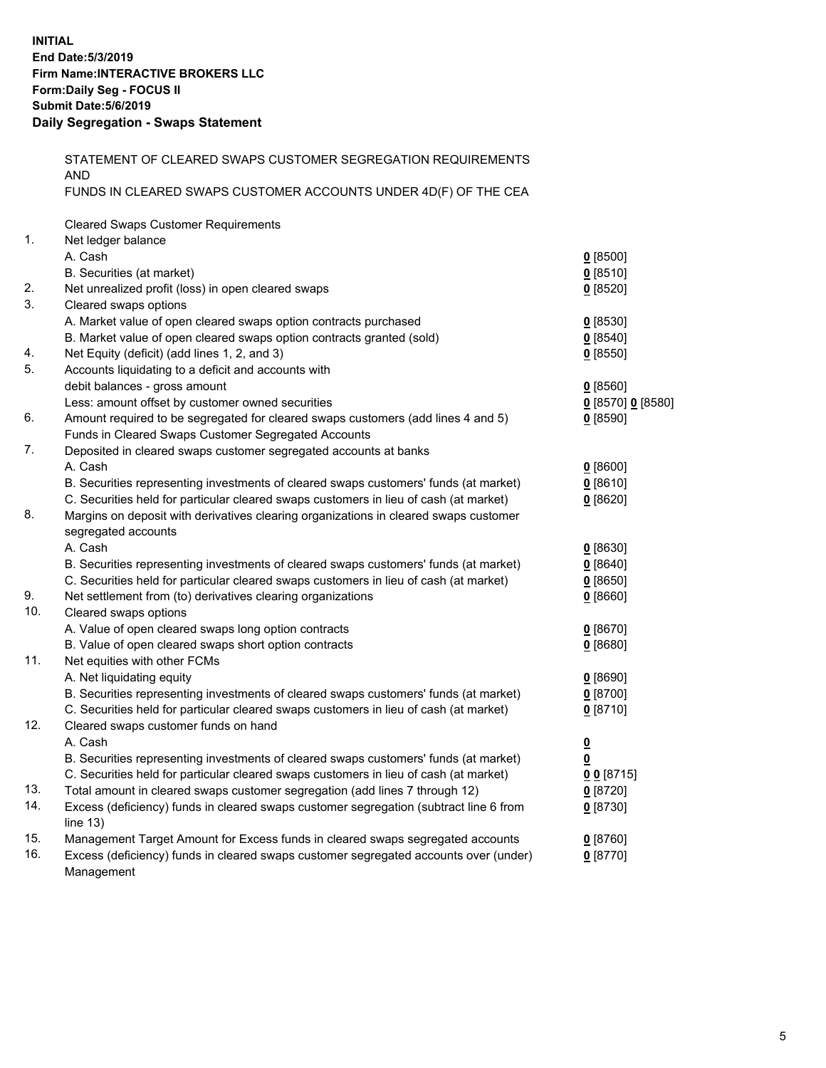**INITIAL**
**End Date:5/3/2019**
**Firm Name:INTERACTIVE BROKERS LLC**
**Form:Daily Seg - FOCUS II**
**Submit Date:5/6/2019**
**Daily Segregation - Swaps Statement**

STATEMENT OF CLEARED SWAPS CUSTOMER SEGREGATION REQUIREMENTS AND FUNDS IN CLEARED SWAPS CUSTOMER ACCOUNTS UNDER 4D(F) OF THE CEA

| | | |
|---|---|---|
| | Cleared Swaps Customer Requirements | |
| 1. | Net ledger balance | |
| | A. Cash | 0 [8500] |
| | B. Securities (at market) | 0 [8510] |
| 2. | Net unrealized profit (loss) in open cleared swaps | 0 [8520] |
| 3. | Cleared swaps options | |
| | A. Market value of open cleared swaps option contracts purchased | 0 [8530] |
| | B. Market value of open cleared swaps option contracts granted (sold) | 0 [8540] |
| 4. | Net Equity (deficit) (add lines 1, 2, and 3) | 0 [8550] |
| 5. | Accounts liquidating to a deficit and accounts with debit balances - gross amount | 0 [8560] |
| | Less: amount offset by customer owned securities | 0 [8570] 0 [8580] |
| 6. | Amount required to be segregated for cleared swaps customers (add lines 4 and 5) | 0 [8590] |
| | Funds in Cleared Swaps Customer Segregated Accounts | |
| 7. | Deposited in cleared swaps customer segregated accounts at banks | |
| | A. Cash | 0 [8600] |
| | B. Securities representing investments of cleared swaps customers' funds (at market) | 0 [8610] |
| | C. Securities held for particular cleared swaps customers in lieu of cash (at market) | 0 [8620] |
| 8. | Margins on deposit with derivatives clearing organizations in cleared swaps customer segregated accounts | |
| | A. Cash | 0 [8630] |
| | B. Securities representing investments of cleared swaps customers' funds (at market) | 0 [8640] |
| | C. Securities held for particular cleared swaps customers in lieu of cash (at market) | 0 [8650] |
| 9. | Net settlement from (to) derivatives clearing organizations | 0 [8660] |
| 10. | Cleared swaps options | |
| | A. Value of open cleared swaps long option contracts | 0 [8670] |
| | B. Value of open cleared swaps short option contracts | 0 [8680] |
| 11. | Net equities with other FCMs | |
| | A. Net liquidating equity | 0 [8690] |
| | B. Securities representing investments of cleared swaps customers' funds (at market) | 0 [8700] |
| | C. Securities held for particular cleared swaps customers in lieu of cash (at market) | 0 [8710] |
| 12. | Cleared swaps customer funds on hand | |
| | A. Cash | 0 |
| | B. Securities representing investments of cleared swaps customers' funds (at market) | 0 |
| | C. Securities held for particular cleared swaps customers in lieu of cash (at market) | 0 0 [8715] |
| 13. | Total amount in cleared swaps customer segregation (add lines 7 through 12) | 0 [8720] |
| 14. | Excess (deficiency) funds in cleared swaps customer segregation (subtract line 6 from line 13) | 0 [8730] |
| 15. | Management Target Amount for Excess funds in cleared swaps segregated accounts | 0 [8760] |
| 16. | Excess (deficiency) funds in cleared swaps customer segregated accounts over (under) Management | 0 [8770] |